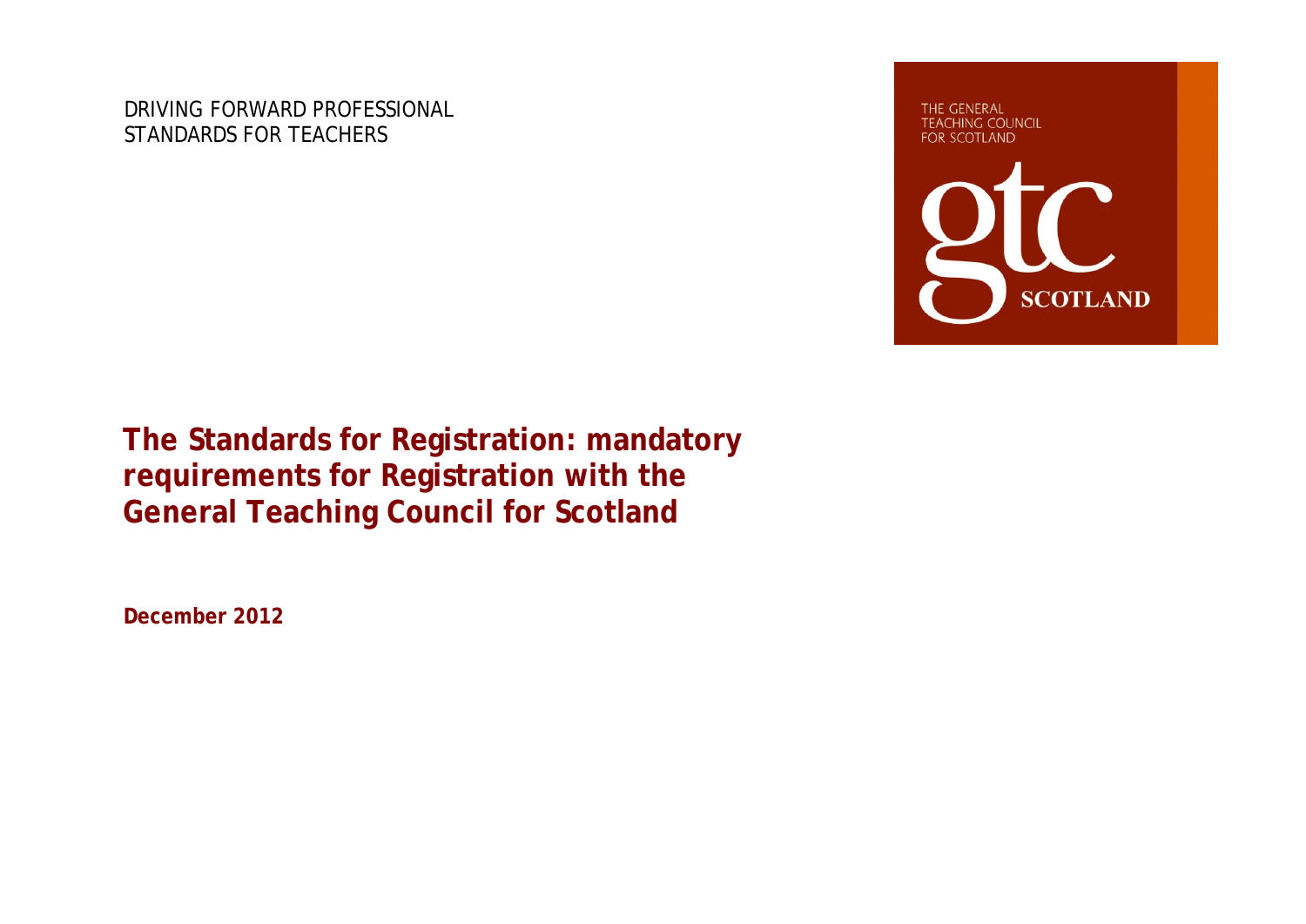DRIVING FORWARD PROFESSIONAL STANDARDS FOR TEACHERS

THE GENERAL TEACHING COUNCIL FOR SCOTLAND

gtc SCOTLAND

# The Standards for Registration: mandatory requirements for Registration with the General Teaching Council for Scotland

**December 2012**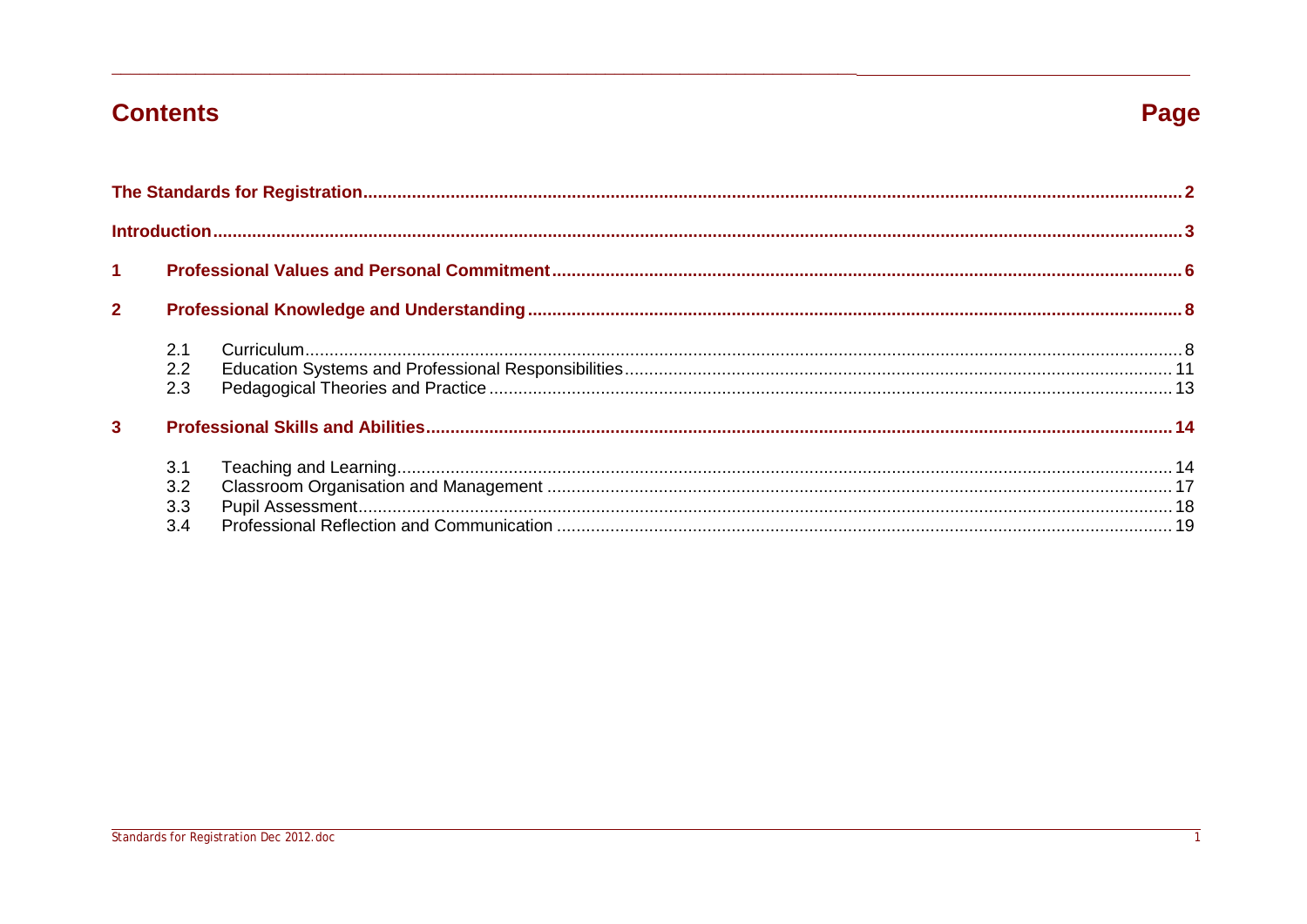# Contents

**Page**

**The Standards for Registration** .......... **2**

**Introduction** .......... **3**

**1 Professional Values and Personal Commitment** .......... **6**

**2 Professional Knowledge and Understanding** .......... **8**

- 2.1 Curriculum .......... 8
- 2.2 Education Systems and Professional Responsibilities .......... 11
- 2.3 Pedagogical Theories and Practice .......... 13

**3 Professional Skills and Abilities** .......... **14**

- 3.1 Teaching and Learning .......... 14
- 3.2 Classroom Organisation and Management .......... 17
- 3.3 Pupil Assessment .......... 18
- 3.4 Professional Reflection and Communication .......... 19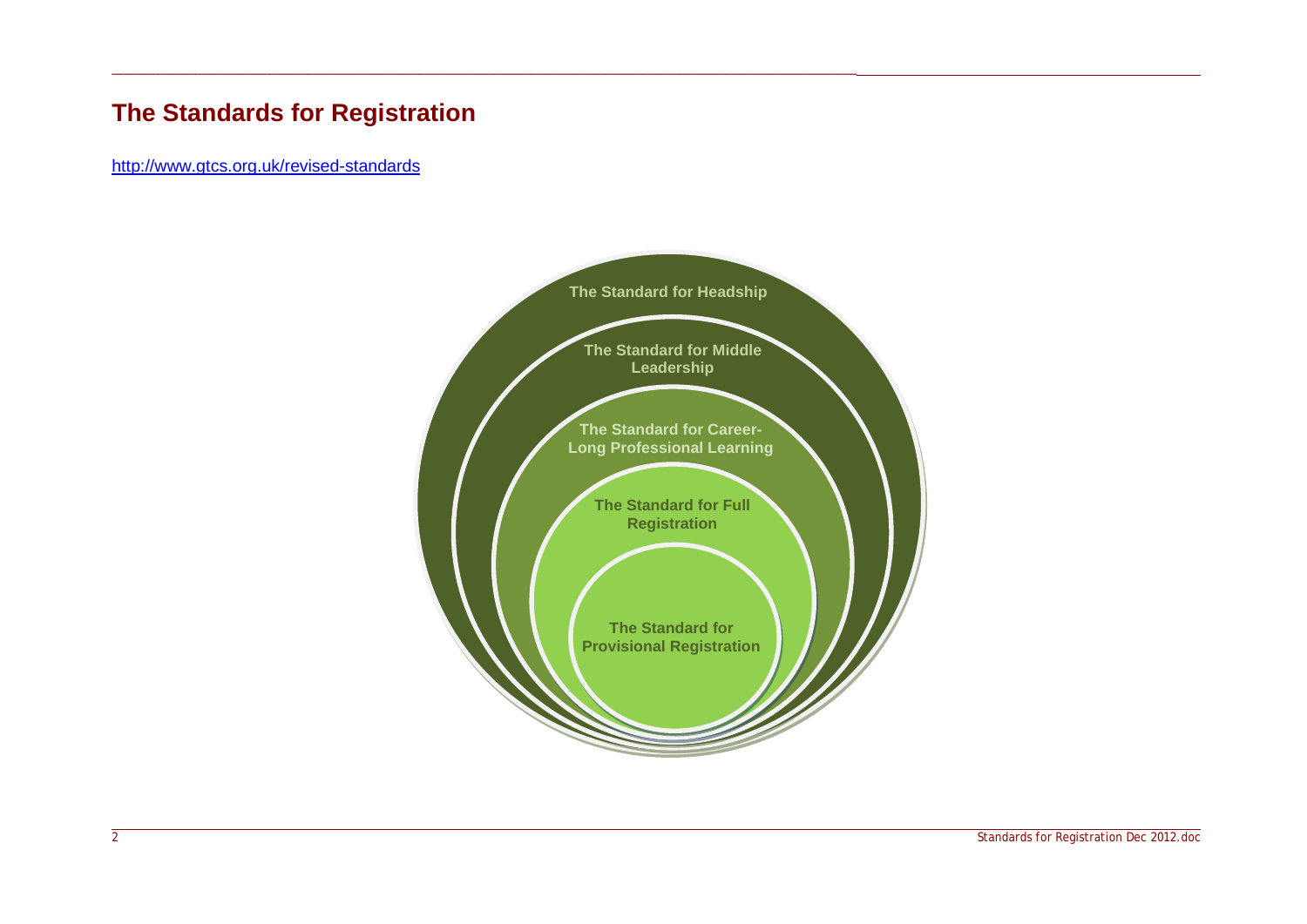## The Standards for Registration

http://www.gtcs.org.uk/revised-standards

The Standard for Headship

The Standard for Middle Leadership

The Standard for Career-Long Professional Learning

The Standard for Full Registration

The Standard for Provisional Registration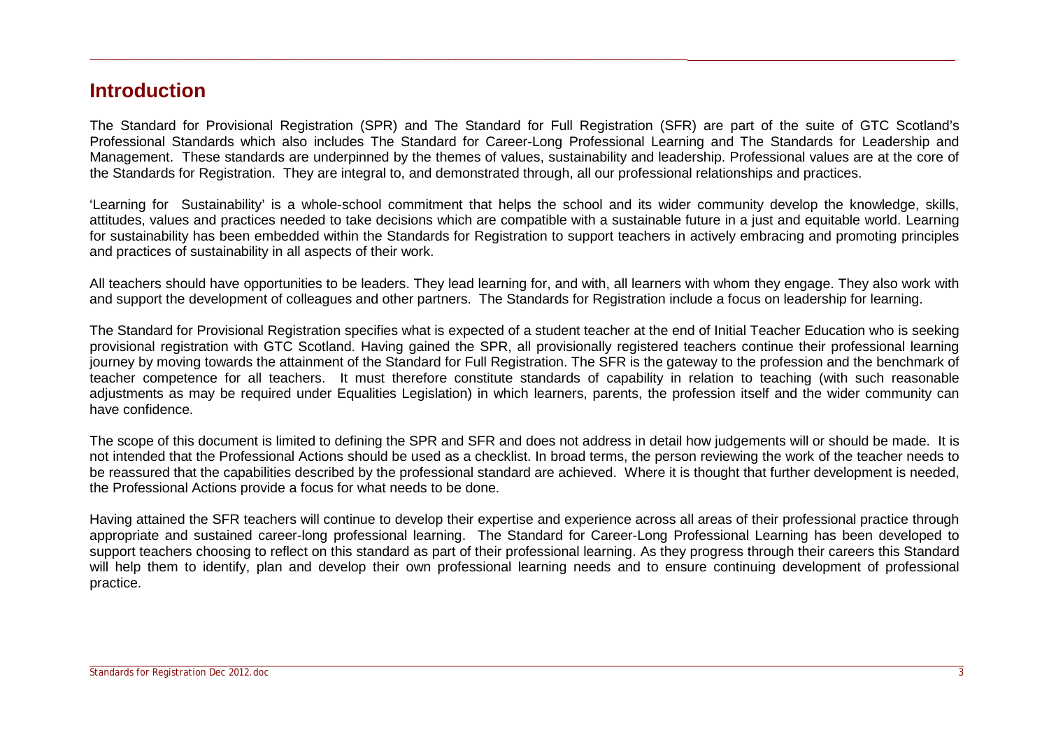## Introduction

The Standard for Provisional Registration (SPR) and The Standard for Full Registration (SFR) are part of the suite of GTC Scotland's Professional Standards which also includes The Standard for Career-Long Professional Learning and The Standards for Leadership and Management. These standards are underpinned by the themes of values, sustainability and leadership. Professional values are at the core of the Standards for Registration. They are integral to, and demonstrated through, all our professional relationships and practices.

'Learning for Sustainability' is a whole-school commitment that helps the school and its wider community develop the knowledge, skills, attitudes, values and practices needed to take decisions which are compatible with a sustainable future in a just and equitable world. Learning for sustainability has been embedded within the Standards for Registration to support teachers in actively embracing and promoting principles and practices of sustainability in all aspects of their work.

All teachers should have opportunities to be leaders. They lead learning for, and with, all learners with whom they engage. They also work with and support the development of colleagues and other partners. The Standards for Registration include a focus on leadership for learning.

The Standard for Provisional Registration specifies what is expected of a student teacher at the end of Initial Teacher Education who is seeking provisional registration with GTC Scotland. Having gained the SPR, all provisionally registered teachers continue their professional learning journey by moving towards the attainment of the Standard for Full Registration. The SFR is the gateway to the profession and the benchmark of teacher competence for all teachers. It must therefore constitute standards of capability in relation to teaching (with such reasonable adjustments as may be required under Equalities Legislation) in which learners, parents, the profession itself and the wider community can have confidence.

The scope of this document is limited to defining the SPR and SFR and does not address in detail how judgements will or should be made. It is not intended that the Professional Actions should be used as a checklist. In broad terms, the person reviewing the work of the teacher needs to be reassured that the capabilities described by the professional standard are achieved. Where it is thought that further development is needed, the Professional Actions provide a focus for what needs to be done.

Having attained the SFR teachers will continue to develop their expertise and experience across all areas of their professional practice through appropriate and sustained career-long professional learning. The Standard for Career-Long Professional Learning has been developed to support teachers choosing to reflect on this standard as part of their professional learning. As they progress through their careers this Standard will help them to identify, plan and develop their own professional learning needs and to ensure continuing development of professional practice.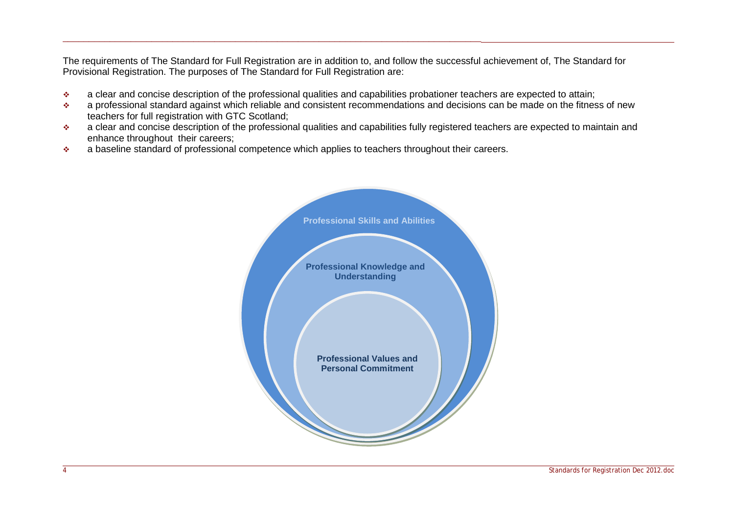The requirements of The Standard for Full Registration are in addition to, and follow the successful achievement of, The Standard for Provisional Registration. The purposes of The Standard for Full Registration are:

- a clear and concise description of the professional qualities and capabilities probationer teachers are expected to attain;
- a professional standard against which reliable and consistent recommendations and decisions can be made on the fitness of new teachers for full registration with GTC Scotland;
- a clear and concise description of the professional qualities and capabilities fully registered teachers are expected to maintain and enhance throughout their careers;
- a baseline standard of professional competence which applies to teachers throughout their careers.

**Professional Skills and Abilities**

**Professional Knowledge and Understanding**

**Professional Values and Personal Commitment**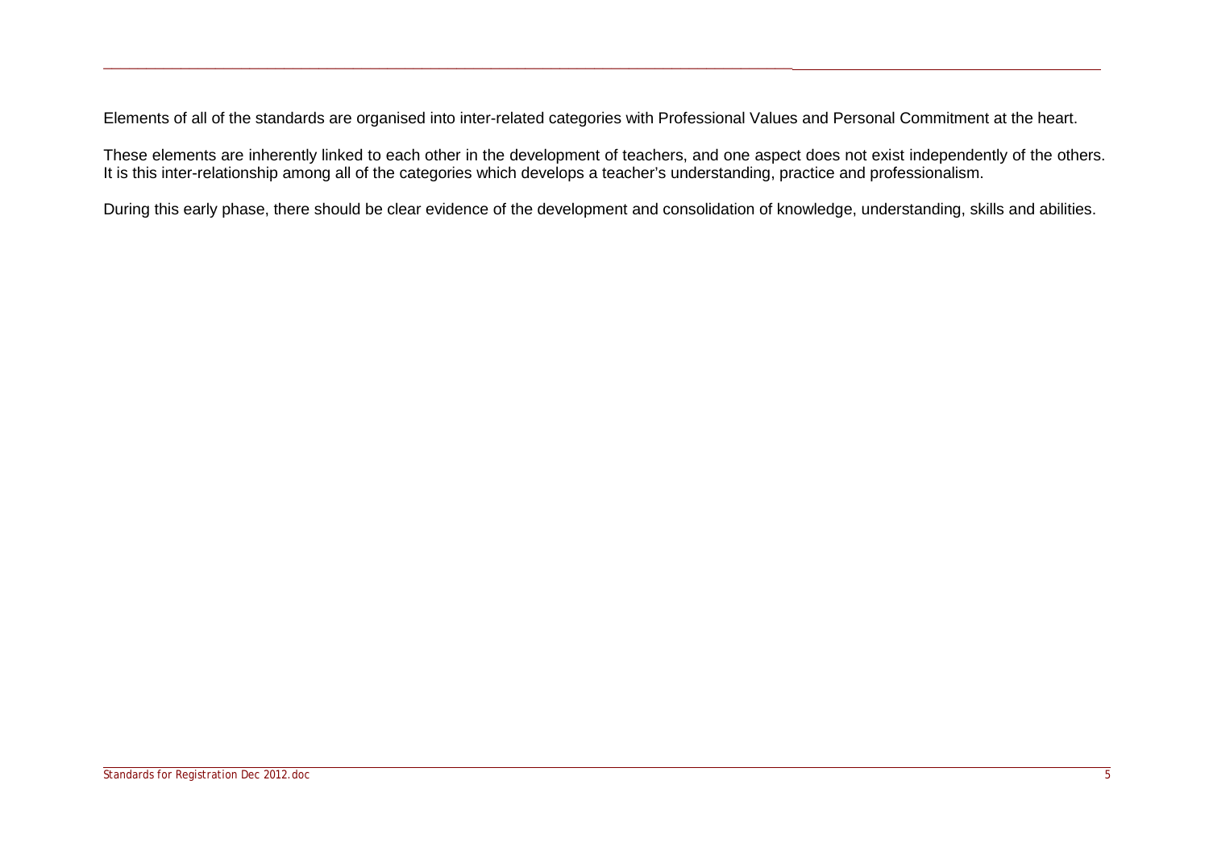Elements of all of the standards are organised into inter-related categories with Professional Values and Personal Commitment at the heart.

These elements are inherently linked to each other in the development of teachers, and one aspect does not exist independently of the others. It is this inter-relationship among all of the categories which develops a teacher's understanding, practice and professionalism.

During this early phase, there should be clear evidence of the development and consolidation of knowledge, understanding, skills and abilities.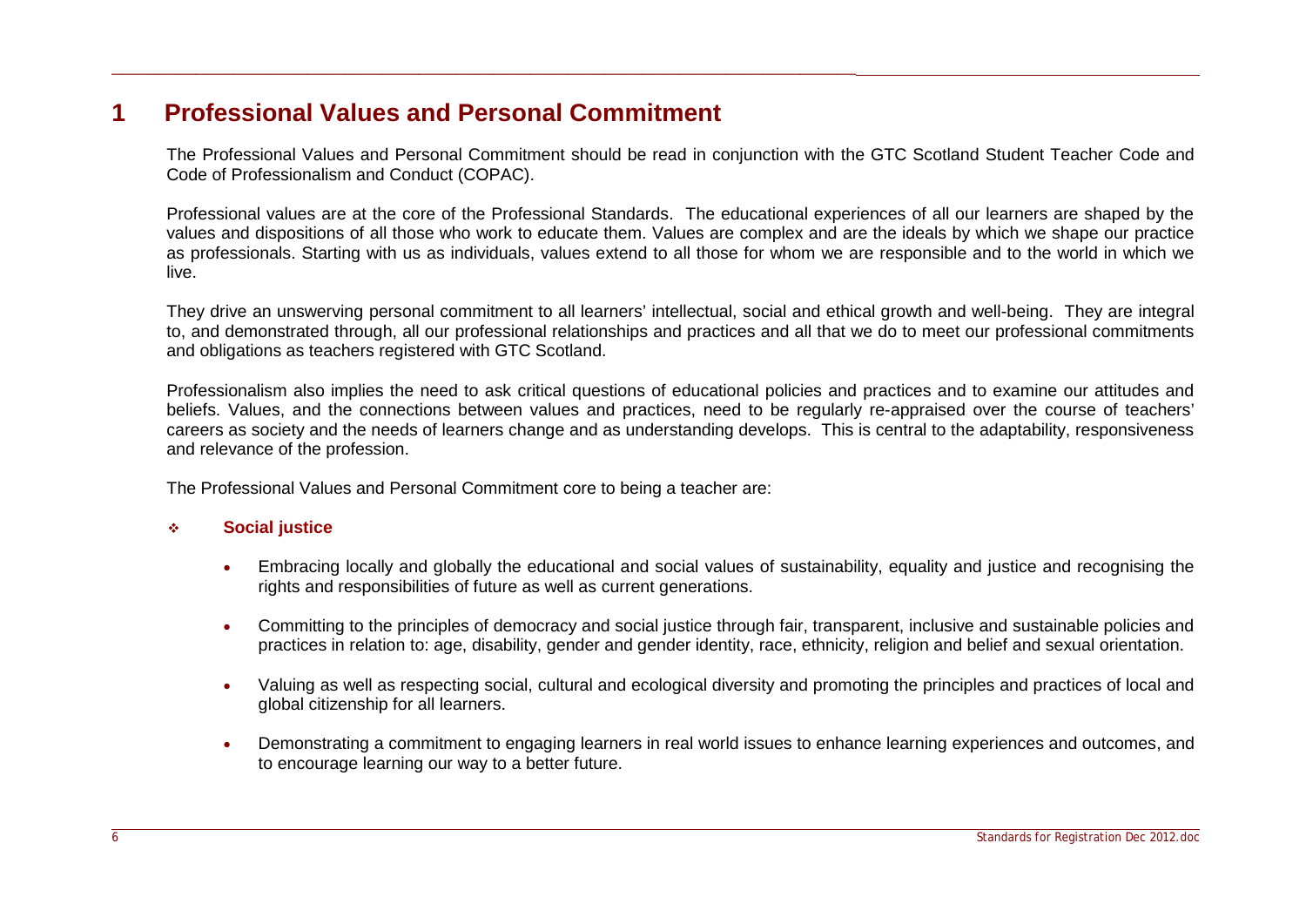# 1 Professional Values and Personal Commitment

The Professional Values and Personal Commitment should be read in conjunction with the GTC Scotland Student Teacher Code and Code of Professionalism and Conduct (COPAC).

Professional values are at the core of the Professional Standards. The educational experiences of all our learners are shaped by the values and dispositions of all those who work to educate them. Values are complex and are the ideals by which we shape our practice as professionals. Starting with us as individuals, values extend to all those for whom we are responsible and to the world in which we live.

They drive an unswerving personal commitment to all learners' intellectual, social and ethical growth and well-being. They are integral to, and demonstrated through, all our professional relationships and practices and all that we do to meet our professional commitments and obligations as teachers registered with GTC Scotland.

Professionalism also implies the need to ask critical questions of educational policies and practices and to examine our attitudes and beliefs. Values, and the connections between values and practices, need to be regularly re-appraised over the course of teachers' careers as society and the needs of learners change and as understanding develops. This is central to the adaptability, responsiveness and relevance of the profession.

The Professional Values and Personal Commitment core to being a teacher are:

- **Social justice**
  - Embracing locally and globally the educational and social values of sustainability, equality and justice and recognising the rights and responsibilities of future as well as current generations.
  - Committing to the principles of democracy and social justice through fair, transparent, inclusive and sustainable policies and practices in relation to: age, disability, gender and gender identity, race, ethnicity, religion and belief and sexual orientation.
  - Valuing as well as respecting social, cultural and ecological diversity and promoting the principles and practices of local and global citizenship for all learners.
  - Demonstrating a commitment to engaging learners in real world issues to enhance learning experiences and outcomes, and to encourage learning our way to a better future.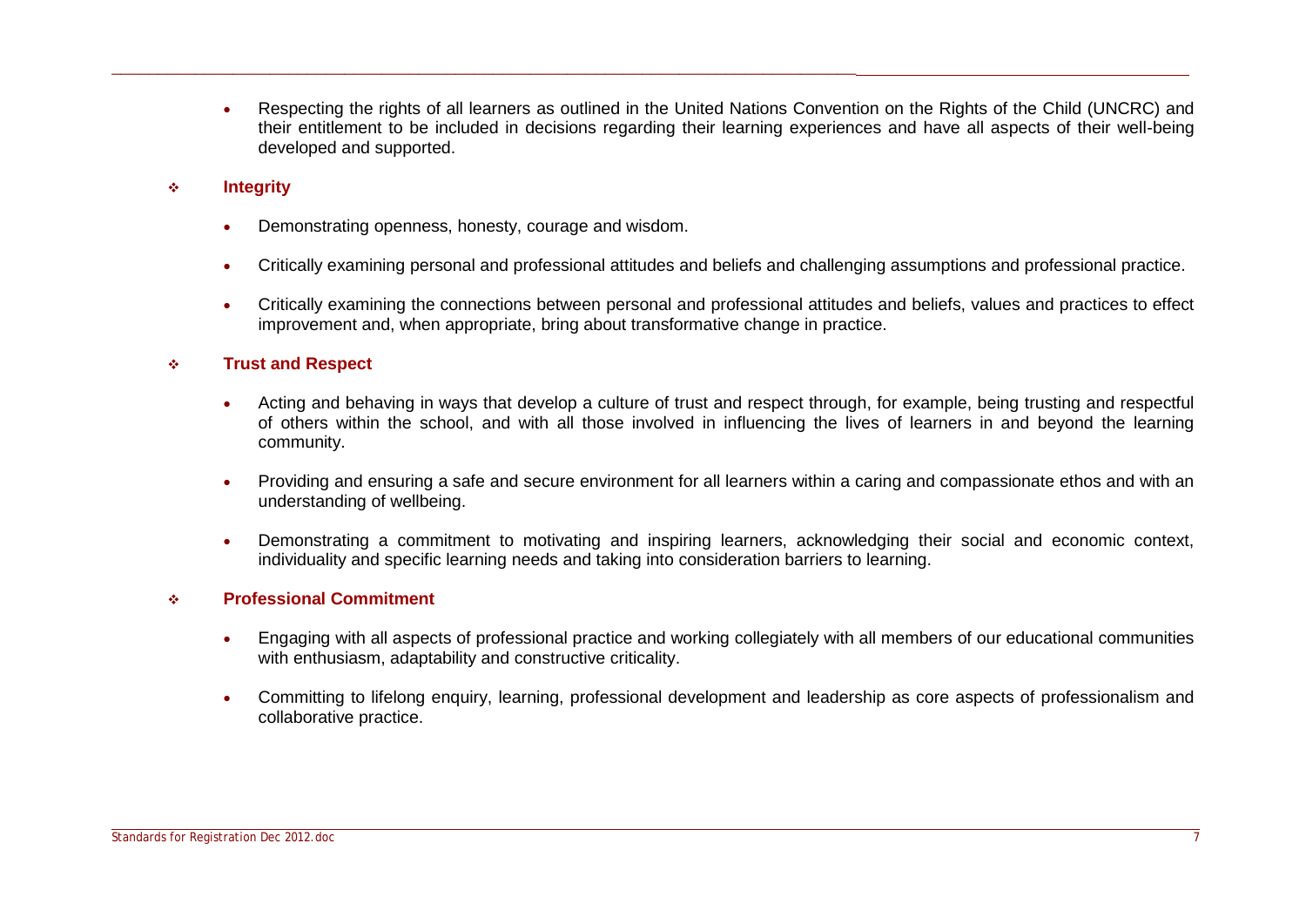- Respecting the rights of all learners as outlined in the United Nations Convention on the Rights of the Child (UNCRC) and their entitlement to be included in decisions regarding their learning experiences and have all aspects of their well-being developed and supported.

### Integrity

- Demonstrating openness, honesty, courage and wisdom.
- Critically examining personal and professional attitudes and beliefs and challenging assumptions and professional practice.
- Critically examining the connections between personal and professional attitudes and beliefs, values and practices to effect improvement and, when appropriate, bring about transformative change in practice.

### Trust and Respect

- Acting and behaving in ways that develop a culture of trust and respect through, for example, being trusting and respectful of others within the school, and with all those involved in influencing the lives of learners in and beyond the learning community.
- Providing and ensuring a safe and secure environment for all learners within a caring and compassionate ethos and with an understanding of wellbeing.
- Demonstrating a commitment to motivating and inspiring learners, acknowledging their social and economic context, individuality and specific learning needs and taking into consideration barriers to learning.

### Professional Commitment

- Engaging with all aspects of professional practice and working collegiately with all members of our educational communities with enthusiasm, adaptability and constructive criticality.
- Committing to lifelong enquiry, learning, professional development and leadership as core aspects of professionalism and collaborative practice.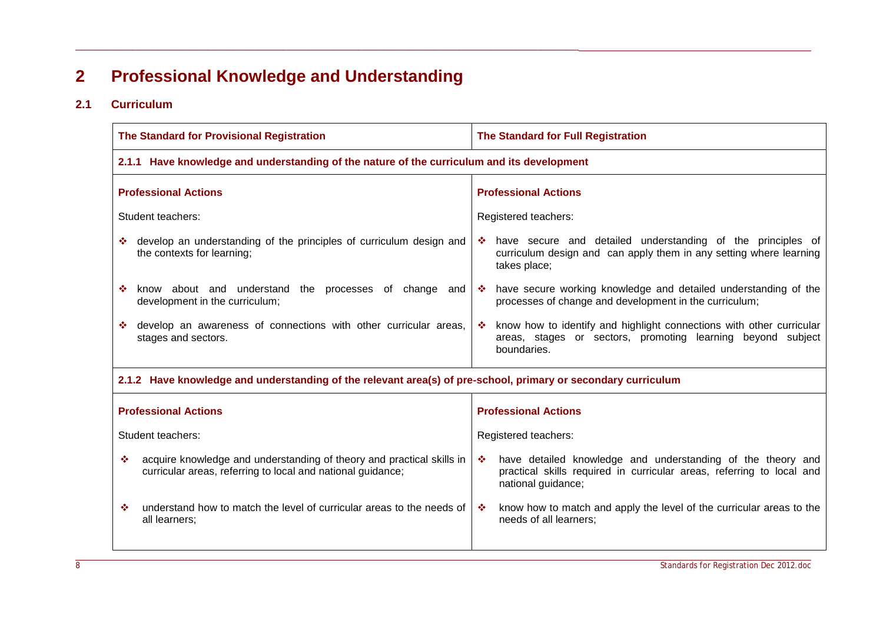# 2 Professional Knowledge and Understanding

## 2.1 Curriculum

| The Standard for Provisional Registration | The Standard for Full Registration |
|---|---|
| **2.1.1 Have knowledge and understanding of the nature of the curriculum and its development** | |
| **Professional Actions** | **Professional Actions** |
| Student teachers: | Registered teachers: |
| ❖ develop an understanding of the principles of curriculum design and the contexts for learning; | ❖ have secure and detailed understanding of the principles of curriculum design and can apply them in any setting where learning takes place; |
| ❖ know about and understand the processes of change and development in the curriculum; | ❖ have secure working knowledge and detailed understanding of the processes of change and development in the curriculum; |
| ❖ develop an awareness of connections with other curricular areas, stages and sectors. | ❖ know how to identify and highlight connections with other curricular areas, stages or sectors, promoting learning beyond subject boundaries. |
| **2.1.2 Have knowledge and understanding of the relevant area(s) of pre-school, primary or secondary curriculum** | |
| **Professional Actions** | **Professional Actions** |
| Student teachers: | Registered teachers: |
| ❖ acquire knowledge and understanding of theory and practical skills in curricular areas, referring to local and national guidance; | ❖ have detailed knowledge and understanding of the theory and practical skills required in curricular areas, referring to local and national guidance; |
| ❖ understand how to match the level of curricular areas to the needs of all learners; | ❖ know how to match and apply the level of the curricular areas to the needs of all learners; |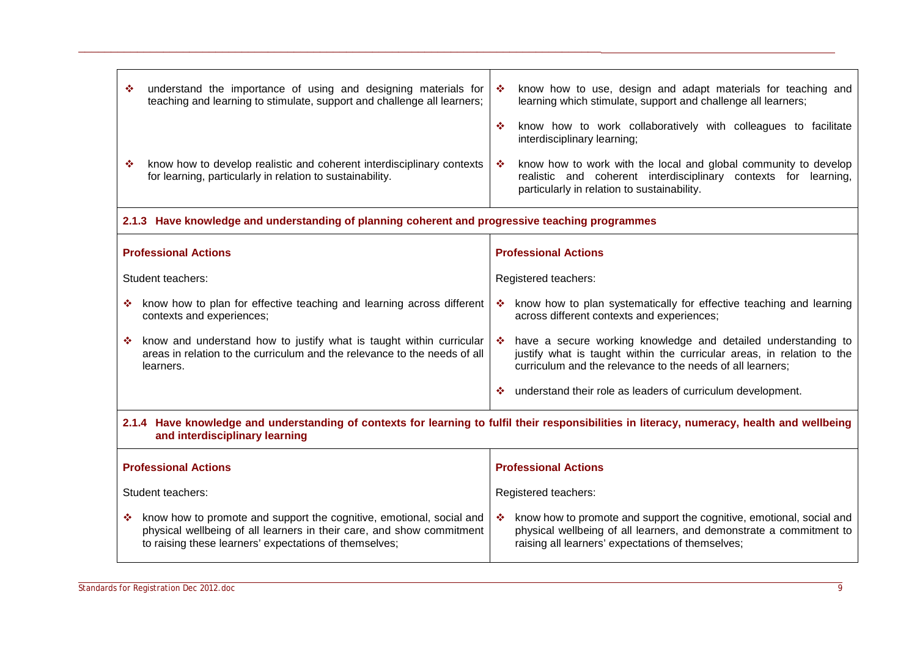| | |
|---|---|
| ❖ understand the importance of using and designing materials for teaching and learning to stimulate, support and challenge all learners; | ❖ know how to use, design and adapt materials for teaching and learning which stimulate, support and challenge all learners; |
| | ❖ know how to work collaboratively with colleagues to facilitate interdisciplinary learning; |
| ❖ know how to develop realistic and coherent interdisciplinary contexts for learning, particularly in relation to sustainability. | ❖ know how to work with the local and global community to develop realistic and coherent interdisciplinary contexts for learning, particularly in relation to sustainability. |

**2.1.3 Have knowledge and understanding of planning coherent and progressive teaching programmes**

| **Professional Actions** | **Professional Actions** |
|---|---|
| Student teachers: | Registered teachers: |
| ❖ know how to plan for effective teaching and learning across different contexts and experiences; | ❖ know how to plan systematically for effective teaching and learning across different contexts and experiences; |
| ❖ know and understand how to justify what is taught within curricular areas in relation to the curriculum and the relevance to the needs of all learners. | ❖ have a secure working knowledge and detailed understanding to justify what is taught within the curricular areas, in relation to the curriculum and the relevance to the needs of all learners; |
| | ❖ understand their role as leaders of curriculum development. |

**2.1.4 Have knowledge and understanding of contexts for learning to fulfil their responsibilities in literacy, numeracy, health and wellbeing and interdisciplinary learning**

| **Professional Actions** | **Professional Actions** |
|---|---|
| Student teachers: | Registered teachers: |
| ❖ know how to promote and support the cognitive, emotional, social and physical wellbeing of all learners in their care, and show commitment to raising these learners' expectations of themselves; | ❖ know how to promote and support the cognitive, emotional, social and physical wellbeing of all learners, and demonstrate a commitment to raising all learners' expectations of themselves; |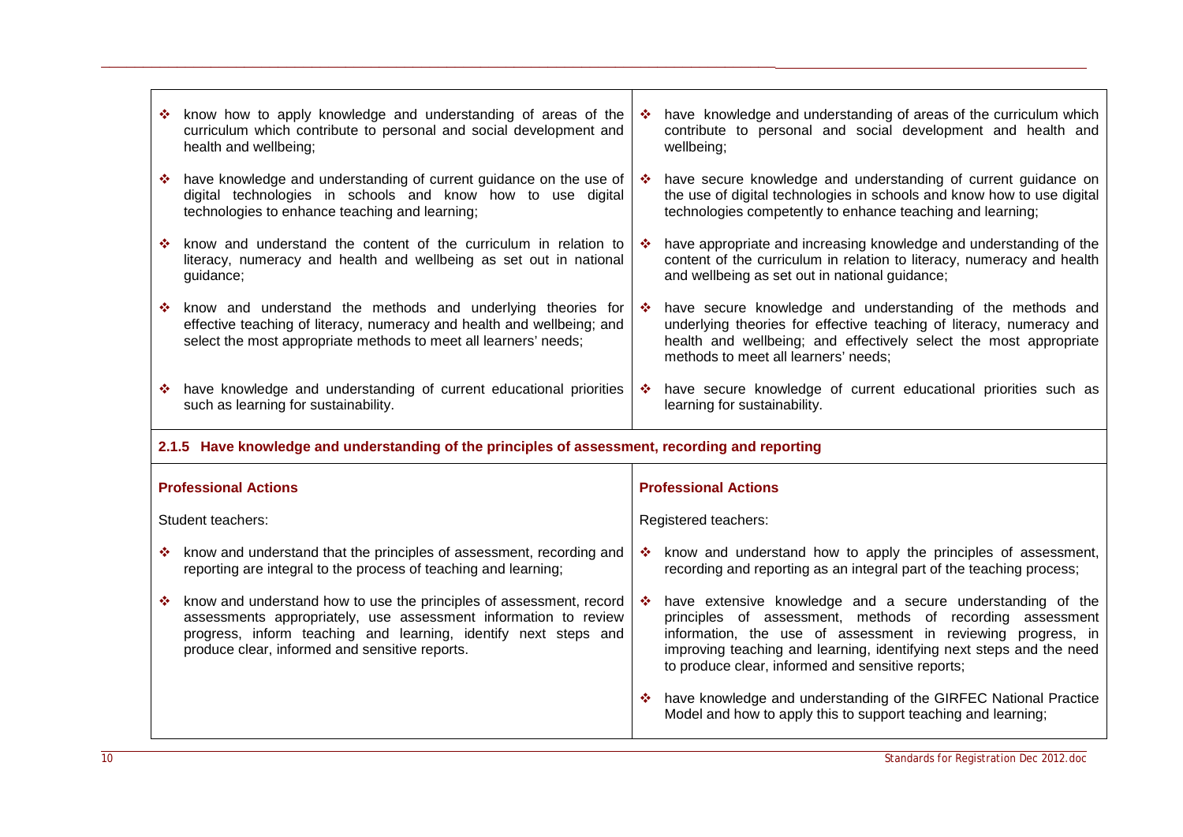| | |
|---|---|
| ❖ know how to apply knowledge and understanding of areas of the curriculum which contribute to personal and social development and health and wellbeing; | ❖ have knowledge and understanding of areas of the curriculum which contribute to personal and social development and health and wellbeing; |
| ❖ have knowledge and understanding of current guidance on the use of digital technologies in schools and know how to use digital technologies to enhance teaching and learning; | ❖ have secure knowledge and understanding of current guidance on the use of digital technologies in schools and know how to use digital technologies competently to enhance teaching and learning; |
| ❖ know and understand the content of the curriculum in relation to literacy, numeracy and health and wellbeing as set out in national guidance; | ❖ have appropriate and increasing knowledge and understanding of the content of the curriculum in relation to literacy, numeracy and health and wellbeing as set out in national guidance; |
| ❖ know and understand the methods and underlying theories for effective teaching of literacy, numeracy and health and wellbeing; and select the most appropriate methods to meet all learners' needs; | ❖ have secure knowledge and understanding of the methods and underlying theories for effective teaching of literacy, numeracy and health and wellbeing; and effectively select the most appropriate methods to meet all learners' needs; |
| ❖ have knowledge and understanding of current educational priorities such as learning for sustainability. | ❖ have secure knowledge of current educational priorities such as learning for sustainability. |

**2.1.5 Have knowledge and understanding of the principles of assessment, recording and reporting**

| **Professional Actions** | **Professional Actions** |
|---|---|
| Student teachers: | Registered teachers: |
| ❖ know and understand that the principles of assessment, recording and reporting are integral to the process of teaching and learning; | ❖ know and understand how to apply the principles of assessment, recording and reporting as an integral part of the teaching process; |
| ❖ know and understand how to use the principles of assessment, record assessments appropriately, use assessment information to review progress, inform teaching and learning, identify next steps and produce clear, informed and sensitive reports. | ❖ have extensive knowledge and a secure understanding of the principles of assessment, methods of recording assessment information, the use of assessment in reviewing progress, in improving teaching and learning, identifying next steps and the need to produce clear, informed and sensitive reports; |
| | ❖ have knowledge and understanding of the GIRFEC National Practice Model and how to apply this to support teaching and learning; |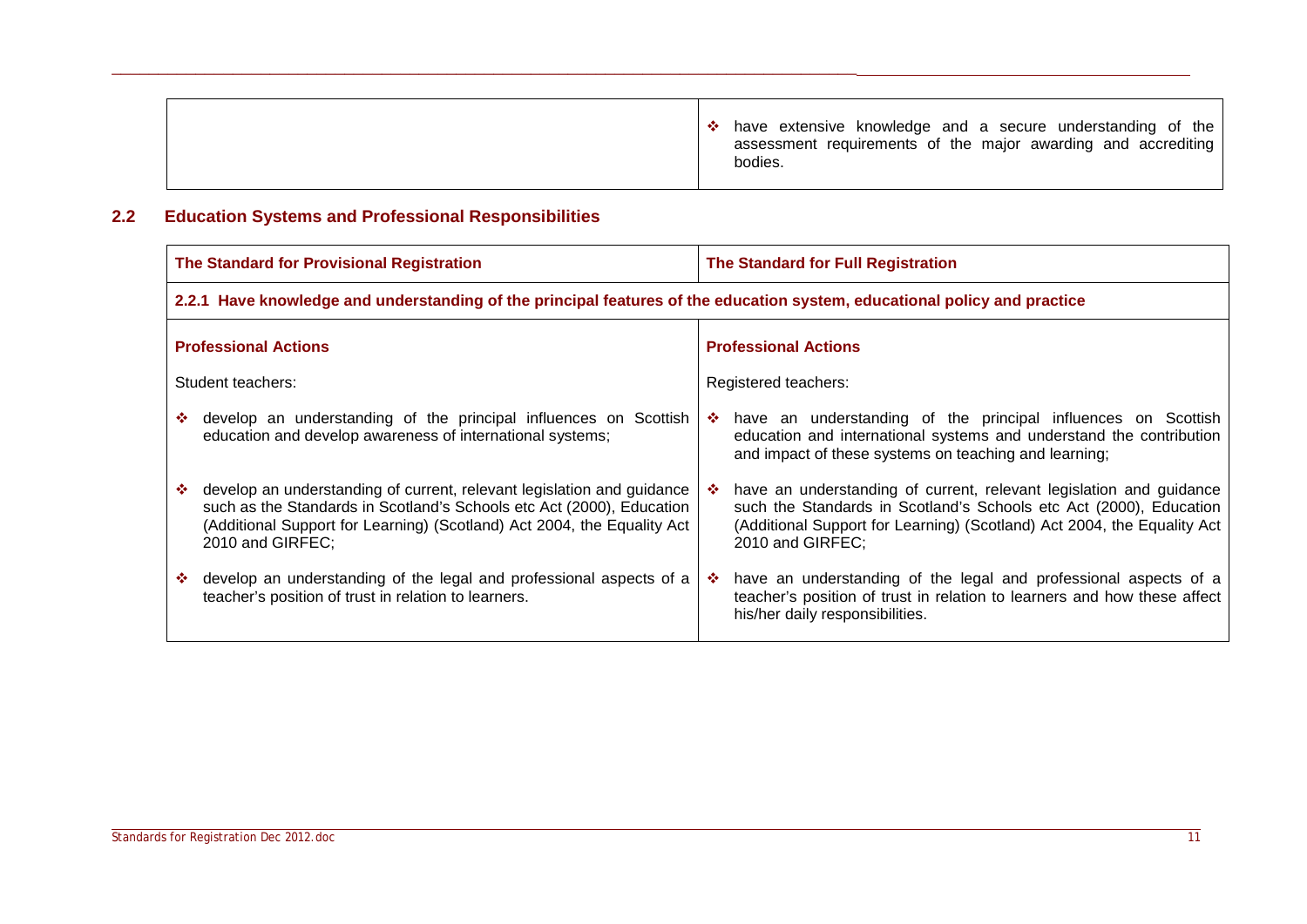| | |
|---|---|
| | ❖ have extensive knowledge and a secure understanding of the assessment requirements of the major awarding and accrediting bodies. |

## 2.2 Education Systems and Professional Responsibilities

| The Standard for Provisional Registration | The Standard for Full Registration |
|---|---|
| **2.2.1 Have knowledge and understanding of the principal features of the education system, educational policy and practice** | |
| **Professional Actions** | **Professional Actions** |
| Student teachers: | Registered teachers: |
| ❖ develop an understanding of the principal influences on Scottish education and develop awareness of international systems; | ❖ have an understanding of the principal influences on Scottish education and international systems and understand the contribution and impact of these systems on teaching and learning; |
| ❖ develop an understanding of current, relevant legislation and guidance such as the Standards in Scotland's Schools etc Act (2000), Education (Additional Support for Learning) (Scotland) Act 2004, the Equality Act 2010 and GIRFEC; | ❖ have an understanding of current, relevant legislation and guidance such the Standards in Scotland's Schools etc Act (2000), Education (Additional Support for Learning) (Scotland) Act 2004, the Equality Act 2010 and GIRFEC; |
| ❖ develop an understanding of the legal and professional aspects of a teacher's position of trust in relation to learners. | ❖ have an understanding of the legal and professional aspects of a teacher's position of trust in relation to learners and how these affect his/her daily responsibilities. |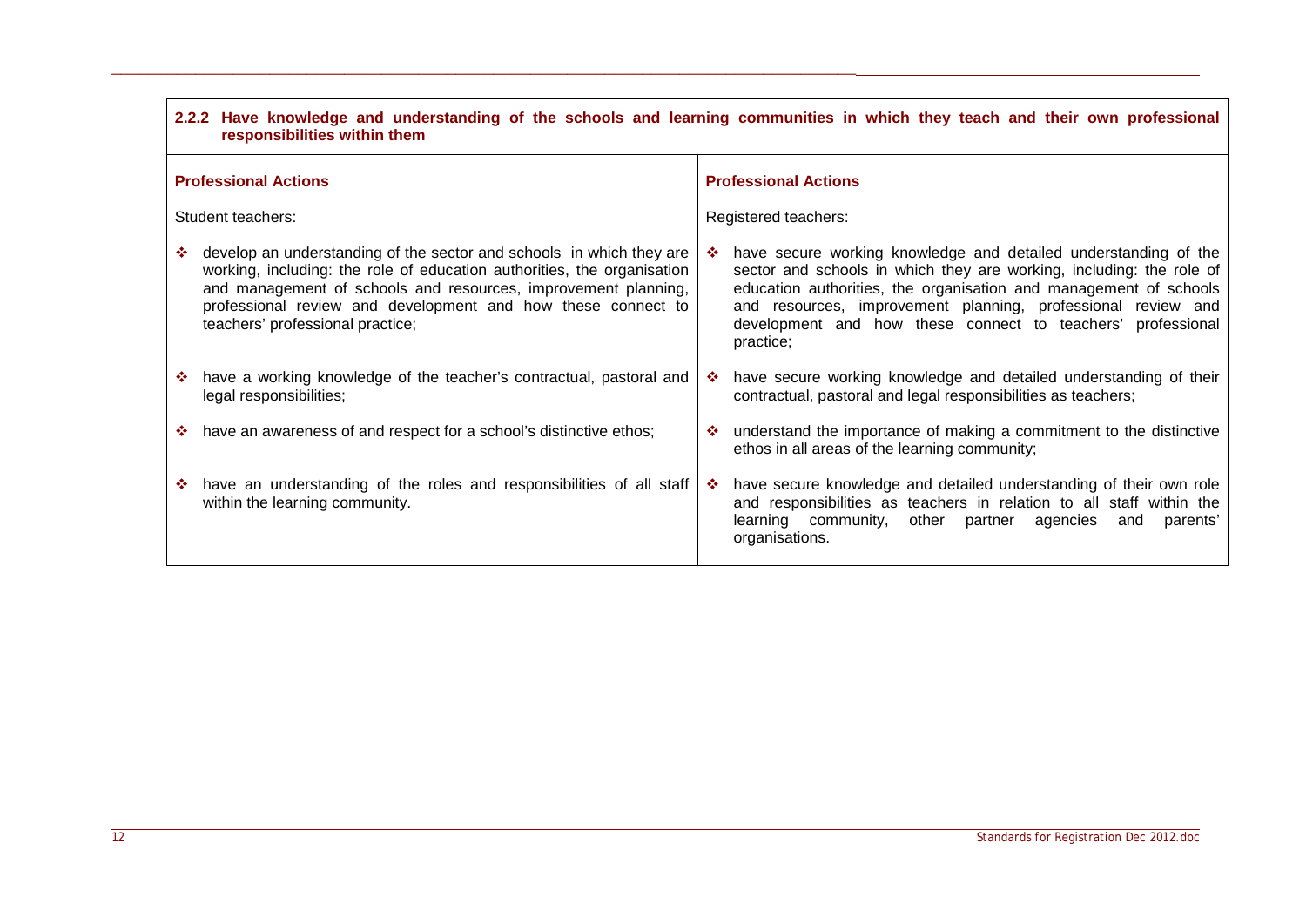| 2.2.2 Have knowledge and understanding of the schools and learning communities in which they teach and their own professional responsibilities within them | |
|---|---|
| **Professional Actions** | **Professional Actions** |
| Student teachers: | Registered teachers: |
| ❖ develop an understanding of the sector and schools in which they are working, including: the role of education authorities, the organisation and management of schools and resources, improvement planning, professional review and development and how these connect to teachers' professional practice; | ❖ have secure working knowledge and detailed understanding of the sector and schools in which they are working, including: the role of education authorities, the organisation and management of schools and resources, improvement planning, professional review and development and how these connect to teachers' professional practice; |
| ❖ have a working knowledge of the teacher's contractual, pastoral and legal responsibilities; | ❖ have secure working knowledge and detailed understanding of their contractual, pastoral and legal responsibilities as teachers; |
| ❖ have an awareness of and respect for a school's distinctive ethos; | ❖ understand the importance of making a commitment to the distinctive ethos in all areas of the learning community; |
| ❖ have an understanding of the roles and responsibilities of all staff within the learning community. | ❖ have secure knowledge and detailed understanding of their own role and responsibilities as teachers in relation to all staff within the learning community, other partner agencies and parents' organisations. |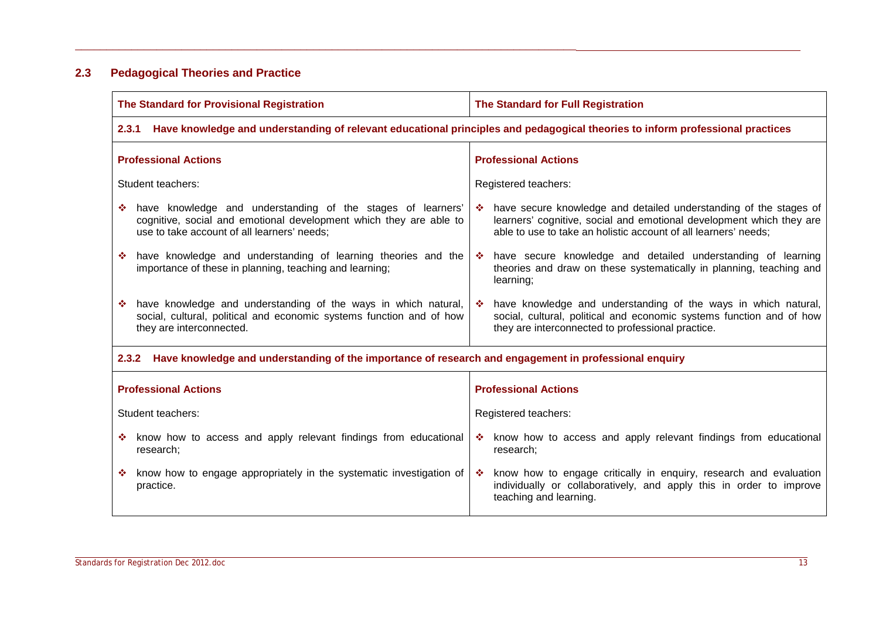## 2.3 Pedagogical Theories and Practice

| The Standard for Provisional Registration | The Standard for Full Registration |
|---|---|
| **2.3.1 Have knowledge and understanding of relevant educational principles and pedagogical theories to inform professional practices** | |
| **Professional Actions**<br><br>Student teachers:<br><br>❖ have knowledge and understanding of the stages of learners' cognitive, social and emotional development which they are able to use to take account of all learners' needs;<br><br>❖ have knowledge and understanding of learning theories and the importance of these in planning, teaching and learning;<br><br>❖ have knowledge and understanding of the ways in which natural, social, cultural, political and economic systems function and of how they are interconnected. | **Professional Actions**<br><br>Registered teachers:<br><br>❖ have secure knowledge and detailed understanding of the stages of learners' cognitive, social and emotional development which they are able to use to take an holistic account of all learners' needs;<br><br>❖ have secure knowledge and detailed understanding of learning theories and draw on these systematically in planning, teaching and learning;<br><br>❖ have knowledge and understanding of the ways in which natural, social, cultural, political and economic systems function and of how they are interconnected to professional practice. |
| **2.3.2 Have knowledge and understanding of the importance of research and engagement in professional enquiry** | |
| **Professional Actions**<br><br>Student teachers:<br><br>❖ know how to access and apply relevant findings from educational research;<br><br>❖ know how to engage appropriately in the systematic investigation of practice. | **Professional Actions**<br><br>Registered teachers:<br><br>❖ know how to access and apply relevant findings from educational research;<br><br>❖ know how to engage critically in enquiry, research and evaluation individually or collaboratively, and apply this in order to improve teaching and learning. |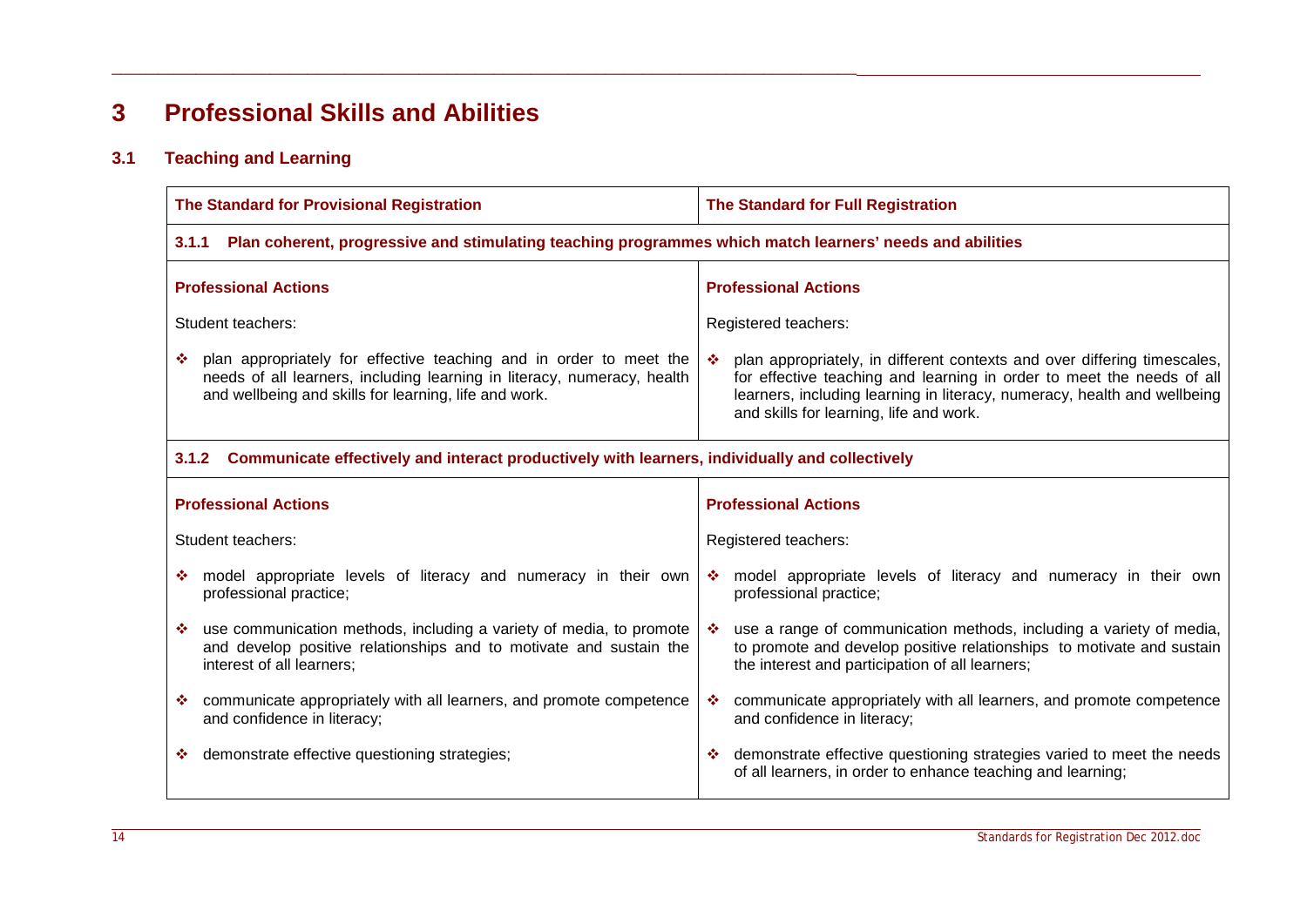# 3 Professional Skills and Abilities

## 3.1 Teaching and Learning

| The Standard for Provisional Registration | The Standard for Full Registration |
|---|---|
| **3.1.1 Plan coherent, progressive and stimulating teaching programmes which match learners' needs and abilities** | |
| **Professional Actions** | **Professional Actions** |
| Student teachers: | Registered teachers: |
| ❖ plan appropriately for effective teaching and in order to meet the needs of all learners, including learning in literacy, numeracy, health and wellbeing and skills for learning, life and work. | ❖ plan appropriately, in different contexts and over differing timescales, for effective teaching and learning in order to meet the needs of all learners, including learning in literacy, numeracy, health and wellbeing and skills for learning, life and work. |
| **3.1.2 Communicate effectively and interact productively with learners, individually and collectively** | |
| **Professional Actions** | **Professional Actions** |
| Student teachers: | Registered teachers: |
| ❖ model appropriate levels of literacy and numeracy in their own professional practice; | ❖ model appropriate levels of literacy and numeracy in their own professional practice; |
| ❖ use communication methods, including a variety of media, to promote and develop positive relationships and to motivate and sustain the interest of all learners; | ❖ use a range of communication methods, including a variety of media, to promote and develop positive relationships to motivate and sustain the interest and participation of all learners; |
| ❖ communicate appropriately with all learners, and promote competence and confidence in literacy; | ❖ communicate appropriately with all learners, and promote competence and confidence in literacy; |
| ❖ demonstrate effective questioning strategies; | ❖ demonstrate effective questioning strategies varied to meet the needs of all learners, in order to enhance teaching and learning; |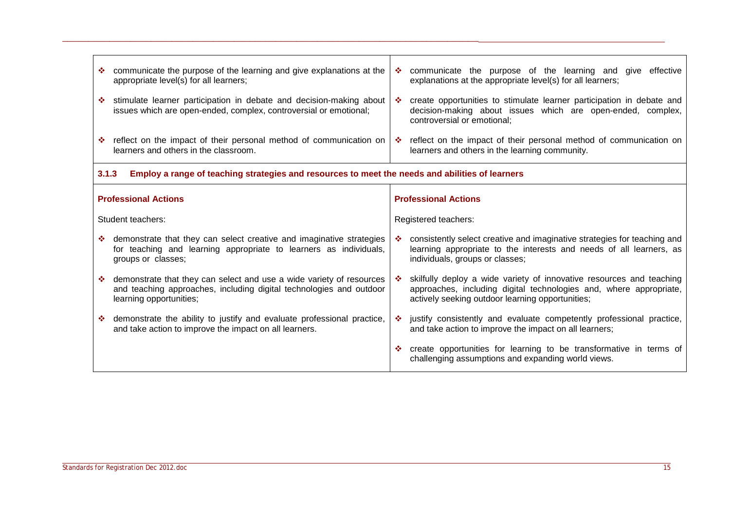| | |
|---|---|
| ❖ communicate the purpose of the learning and give explanations at the appropriate level(s) for all learners; | ❖ communicate the purpose of the learning and give effective explanations at the appropriate level(s) for all learners; |
| ❖ stimulate learner participation in debate and decision-making about issues which are open-ended, complex, controversial or emotional; | ❖ create opportunities to stimulate learner participation in debate and decision-making about issues which are open-ended, complex, controversial or emotional; |
| ❖ reflect on the impact of their personal method of communication on learners and others in the classroom. | ❖ reflect on the impact of their personal method of communication on learners and others in the learning community. |

**3.1.3 Employ a range of teaching strategies and resources to meet the needs and abilities of learners**

| **Professional Actions** | **Professional Actions** |
|---|---|
| Student teachers: | Registered teachers: |
| ❖ demonstrate that they can select creative and imaginative strategies for teaching and learning appropriate to learners as individuals, groups or classes; | ❖ consistently select creative and imaginative strategies for teaching and learning appropriate to the interests and needs of all learners, as individuals, groups or classes; |
| ❖ demonstrate that they can select and use a wide variety of resources and teaching approaches, including digital technologies and outdoor learning opportunities; | ❖ skilfully deploy a wide variety of innovative resources and teaching approaches, including digital technologies and, where appropriate, actively seeking outdoor learning opportunities; |
| ❖ demonstrate the ability to justify and evaluate professional practice, and take action to improve the impact on all learners. | ❖ justify consistently and evaluate competently professional practice, and take action to improve the impact on all learners; |
| | ❖ create opportunities for learning to be transformative in terms of challenging assumptions and expanding world views. |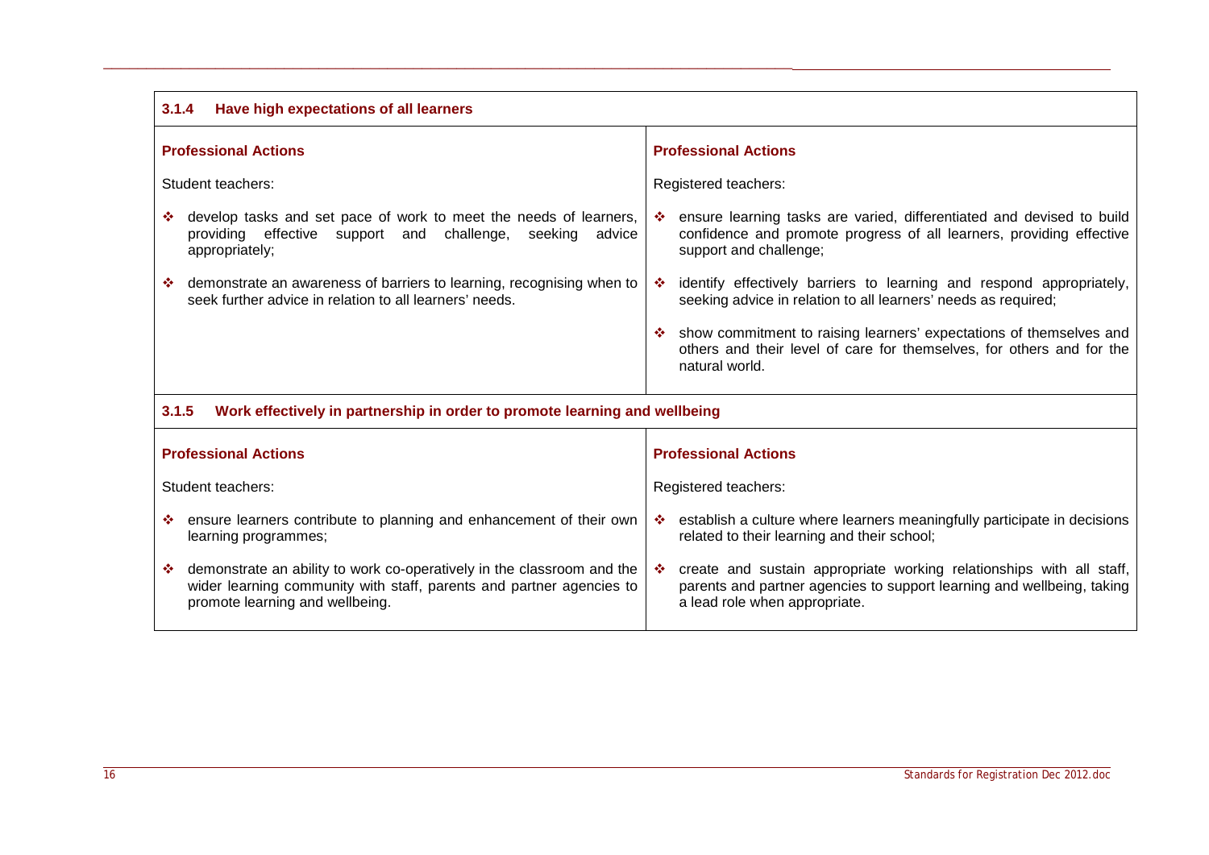| **3.1.4 Have high expectations of all learners** | |
|---|---|
| **Professional Actions**<br><br>Student teachers:<br><br>❖ develop tasks and set pace of work to meet the needs of learners, providing effective support and challenge, seeking advice appropriately;<br><br>❖ demonstrate an awareness of barriers to learning, recognising when to seek further advice in relation to all learners' needs. | **Professional Actions**<br><br>Registered teachers:<br><br>❖ ensure learning tasks are varied, differentiated and devised to build confidence and promote progress of all learners, providing effective support and challenge;<br><br>❖ identify effectively barriers to learning and respond appropriately, seeking advice in relation to all learners' needs as required;<br><br>❖ show commitment to raising learners' expectations of themselves and others and their level of care for themselves, for others and for the natural world. |
| **3.1.5 Work effectively in partnership in order to promote learning and wellbeing** | |
| **Professional Actions**<br><br>Student teachers:<br><br>❖ ensure learners contribute to planning and enhancement of their own learning programmes;<br><br>❖ demonstrate an ability to work co-operatively in the classroom and the wider learning community with staff, parents and partner agencies to promote learning and wellbeing. | **Professional Actions**<br><br>Registered teachers:<br><br>❖ establish a culture where learners meaningfully participate in decisions related to their learning and their school;<br><br>❖ create and sustain appropriate working relationships with all staff, parents and partner agencies to support learning and wellbeing, taking a lead role when appropriate. |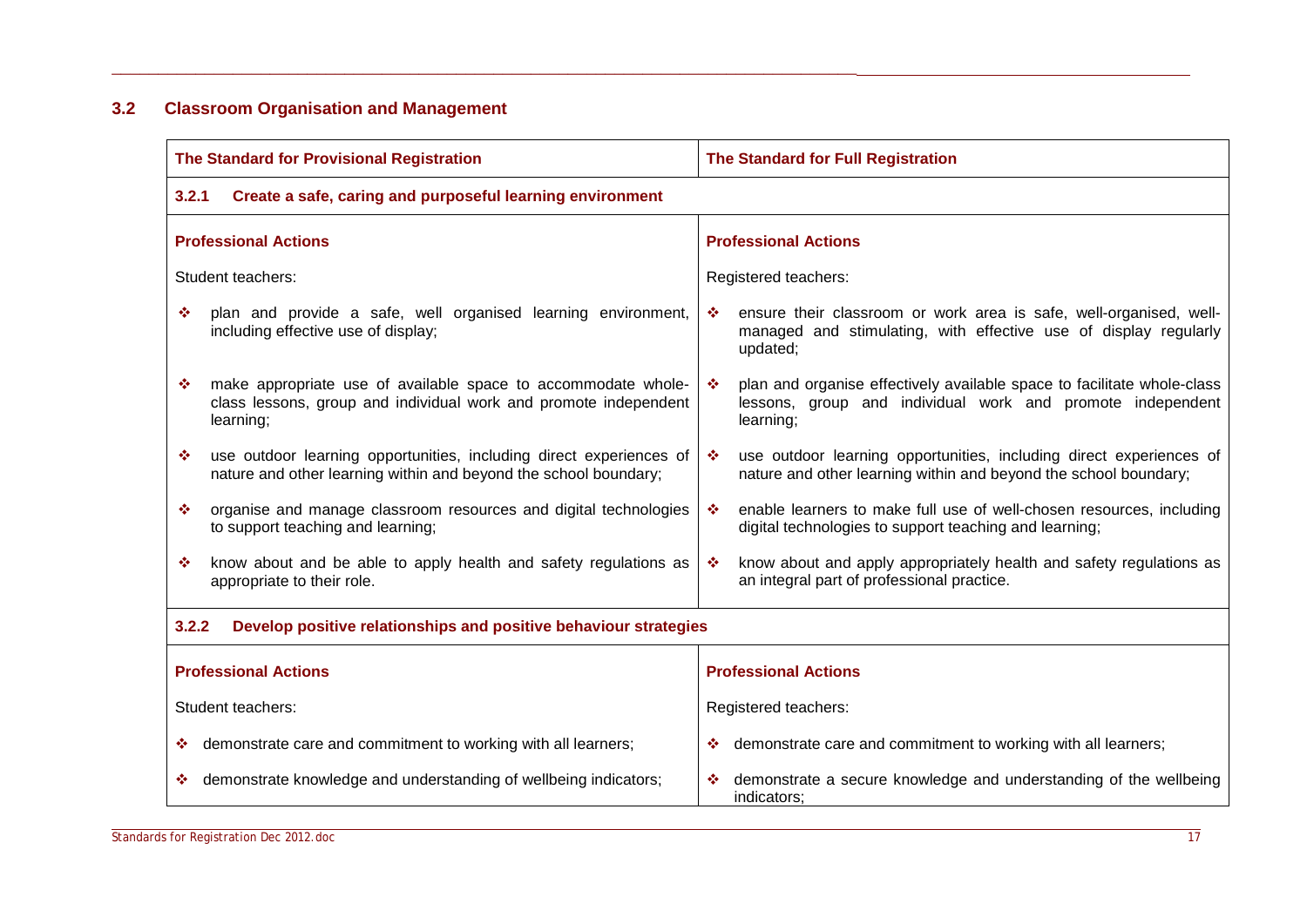## 3.2 Classroom Organisation and Management

| The Standard for Provisional Registration | The Standard for Full Registration |
|---|---|
| **3.2.1 Create a safe, caring and purposeful learning environment** | |
| **Professional Actions** | **Professional Actions** |
| Student teachers: | Registered teachers: |
| ❖ plan and provide a safe, well organised learning environment, including effective use of display; | ❖ ensure their classroom or work area is safe, well-organised, well-managed and stimulating, with effective use of display regularly updated; |
| ❖ make appropriate use of available space to accommodate whole-class lessons, group and individual work and promote independent learning; | ❖ plan and organise effectively available space to facilitate whole-class lessons, group and individual work and promote independent learning; |
| ❖ use outdoor learning opportunities, including direct experiences of nature and other learning within and beyond the school boundary; | ❖ use outdoor learning opportunities, including direct experiences of nature and other learning within and beyond the school boundary; |
| ❖ organise and manage classroom resources and digital technologies to support teaching and learning; | ❖ enable learners to make full use of well-chosen resources, including digital technologies to support teaching and learning; |
| ❖ know about and be able to apply health and safety regulations as appropriate to their role. | ❖ know about and apply appropriately health and safety regulations as an integral part of professional practice. |
| **3.2.2 Develop positive relationships and positive behaviour strategies** | |
| **Professional Actions** | **Professional Actions** |
| Student teachers: | Registered teachers: |
| ❖ demonstrate care and commitment to working with all learners; | ❖ demonstrate care and commitment to working with all learners; |
| ❖ demonstrate knowledge and understanding of wellbeing indicators; | ❖ demonstrate a secure knowledge and understanding of the wellbeing indicators; |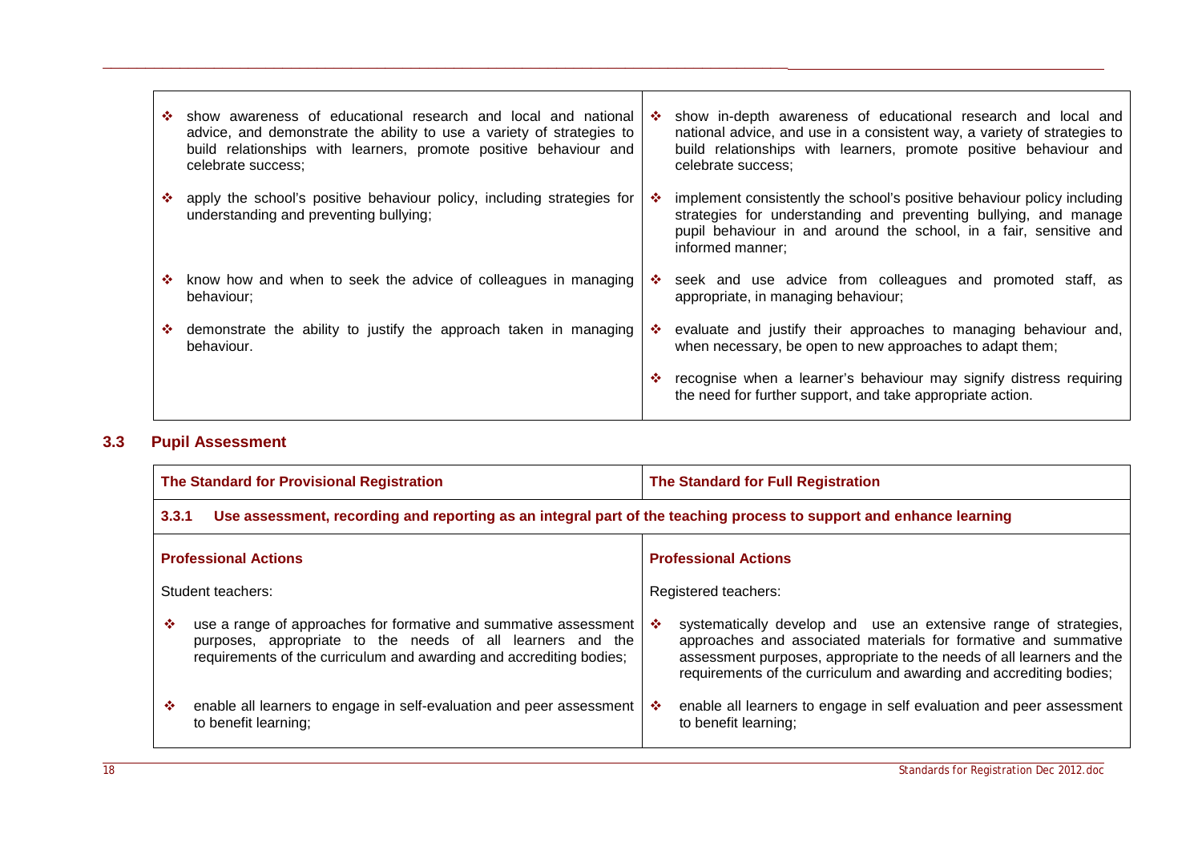| | |
|---|---|
| ❖ show awareness of educational research and local and national advice, and demonstrate the ability to use a variety of strategies to build relationships with learners, promote positive behaviour and celebrate success; | ❖ show in-depth awareness of educational research and local and national advice, and use in a consistent way, a variety of strategies to build relationships with learners, promote positive behaviour and celebrate success; |
| ❖ apply the school's positive behaviour policy, including strategies for understanding and preventing bullying; | ❖ implement consistently the school's positive behaviour policy including strategies for understanding and preventing bullying, and manage pupil behaviour in and around the school, in a fair, sensitive and informed manner; |
| ❖ know how and when to seek the advice of colleagues in managing behaviour; | ❖ seek and use advice from colleagues and promoted staff, as appropriate, in managing behaviour; |
| ❖ demonstrate the ability to justify the approach taken in managing behaviour. | ❖ evaluate and justify their approaches to managing behaviour and, when necessary, be open to new approaches to adapt them; |
| | ❖ recognise when a learner's behaviour may signify distress requiring the need for further support, and take appropriate action. |

### 3.3 Pupil Assessment

| **The Standard for Provisional Registration** | **The Standard for Full Registration** |
|---|---|
| **3.3.1 Use assessment, recording and reporting as an integral part of the teaching process to support and enhance learning** | |
| **Professional Actions** | **Professional Actions** |
| Student teachers: | Registered teachers: |
| ❖ use a range of approaches for formative and summative assessment purposes, appropriate to the needs of all learners and the requirements of the curriculum and awarding and accrediting bodies; | ❖ systematically develop and use an extensive range of strategies, approaches and associated materials for formative and summative assessment purposes, appropriate to the needs of all learners and the requirements of the curriculum and awarding and accrediting bodies; |
| ❖ enable all learners to engage in self-evaluation and peer assessment to benefit learning; | ❖ enable all learners to engage in self evaluation and peer assessment to benefit learning; |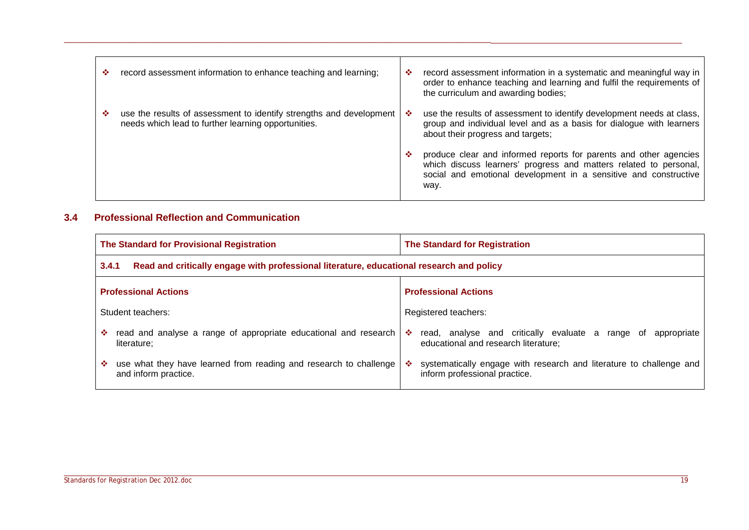| | |
|---|---|
| ❖ record assessment information to enhance teaching and learning; | ❖ record assessment information in a systematic and meaningful way in order to enhance teaching and learning and fulfil the requirements of the curriculum and awarding bodies; |
| ❖ use the results of assessment to identify strengths and development needs which lead to further learning opportunities. | ❖ use the results of assessment to identify development needs at class, group and individual level and as a basis for dialogue with learners about their progress and targets; |
| | ❖ produce clear and informed reports for parents and other agencies which discuss learners' progress and matters related to personal, social and emotional development in a sensitive and constructive way. |

## 3.4 Professional Reflection and Communication

| **The Standard for Provisional Registration** | **The Standard for Registration** |
|---|---|
| **3.4.1 Read and critically engage with professional literature, educational research and policy** | |
| **Professional Actions** | **Professional Actions** |
| Student teachers: | Registered teachers: |
| ❖ read and analyse a range of appropriate educational and research literature; | ❖ read, analyse and critically evaluate a range of appropriate educational and research literature; |
| ❖ use what they have learned from reading and research to challenge and inform practice. | ❖ systematically engage with research and literature to challenge and inform professional practice. |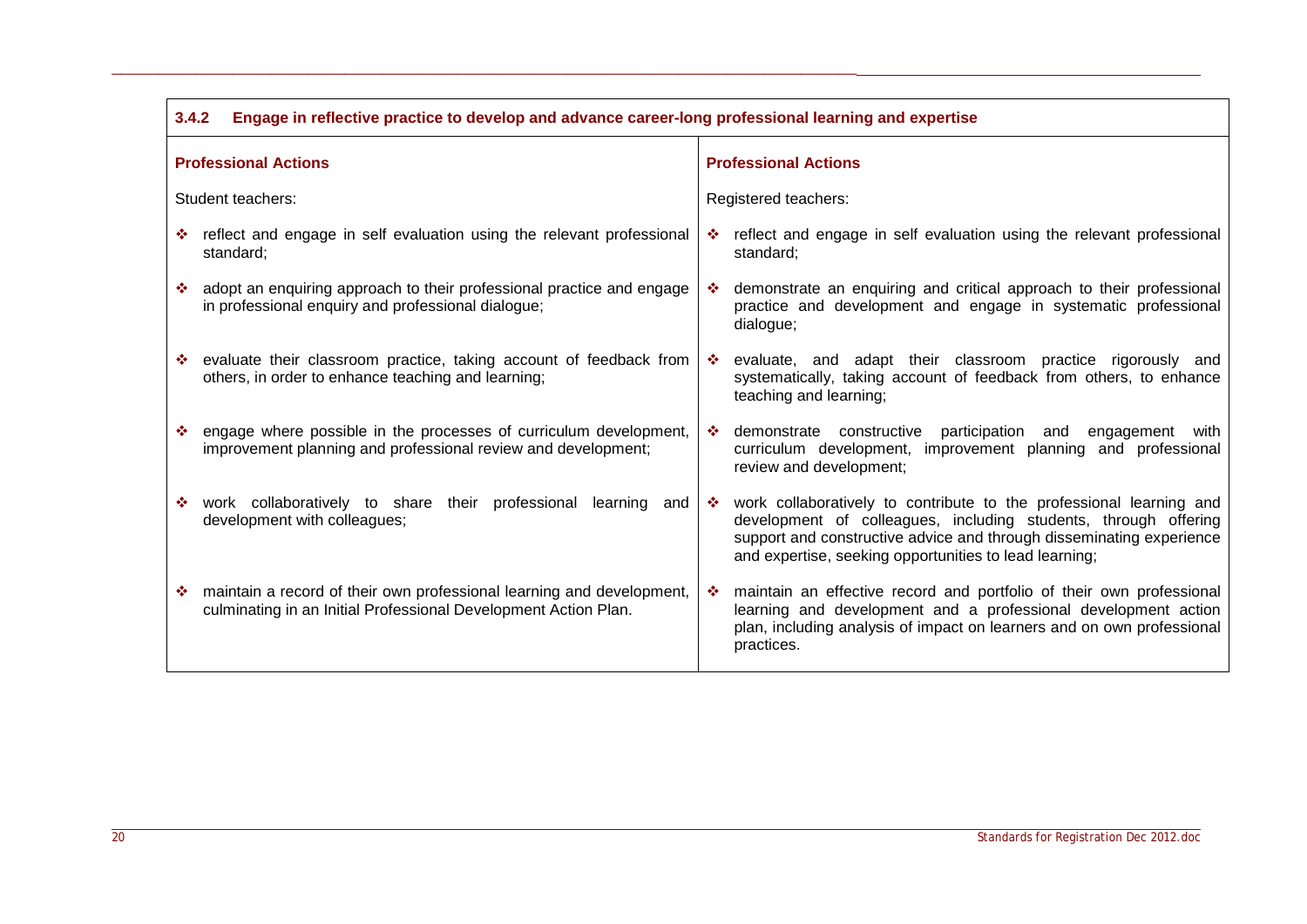### 3.4.2 Engage in reflective practice to develop and advance career-long professional learning and expertise

| Professional Actions | Professional Actions |
|---|---|
| Student teachers: | Registered teachers: |
| ❖ reflect and engage in self evaluation using the relevant professional standard; | ❖ reflect and engage in self evaluation using the relevant professional standard; |
| ❖ adopt an enquiring approach to their professional practice and engage in professional enquiry and professional dialogue; | ❖ demonstrate an enquiring and critical approach to their professional practice and development and engage in systematic professional dialogue; |
| ❖ evaluate their classroom practice, taking account of feedback from others, in order to enhance teaching and learning; | ❖ evaluate, and adapt their classroom practice rigorously and systematically, taking account of feedback from others, to enhance teaching and learning; |
| ❖ engage where possible in the processes of curriculum development, improvement planning and professional review and development; | ❖ demonstrate constructive participation and engagement with curriculum development, improvement planning and professional review and development; |
| ❖ work collaboratively to share their professional learning and development with colleagues; | ❖ work collaboratively to contribute to the professional learning and development of colleagues, including students, through offering support and constructive advice and through disseminating experience and expertise, seeking opportunities to lead learning; |
| ❖ maintain a record of their own professional learning and development, culminating in an Initial Professional Development Action Plan. | ❖ maintain an effective record and portfolio of their own professional learning and development and a professional development action plan, including analysis of impact on learners and on own professional practices. |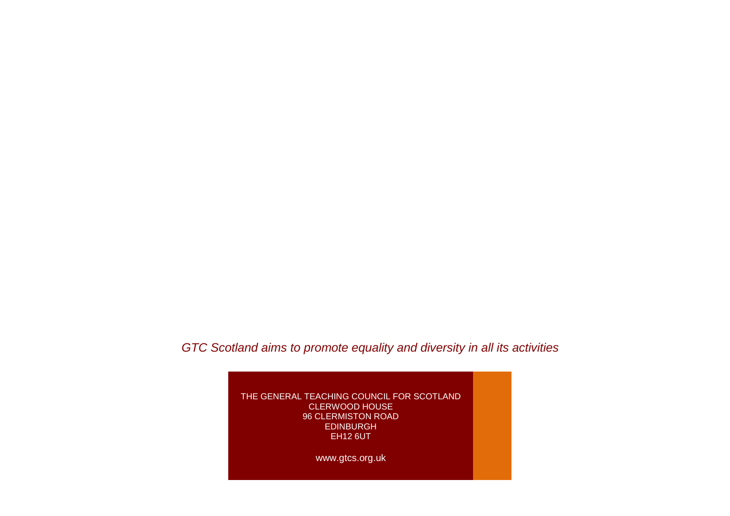*GTC Scotland aims to promote equality and diversity in all its activities*

THE GENERAL TEACHING COUNCIL FOR SCOTLAND
CLERWOOD HOUSE
96 CLERMISTON ROAD
EDINBURGH
EH12 6UT

www.gtcs.org.uk